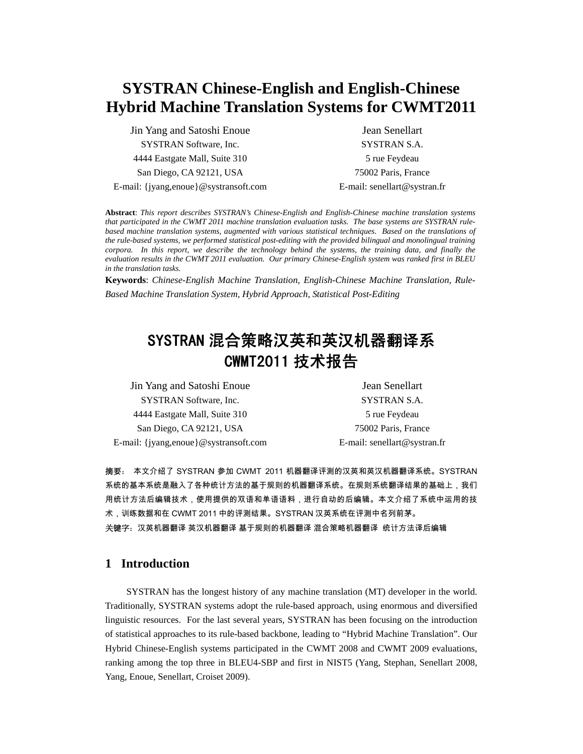# SYSTRAN Chinese-English and English-Chinese Hybrid Machine Translation Systems for CWMT2011

Jin Yang and Satoshi Enoue
SYSTRAN Software, Inc.
4444 Eastgate Mall, Suite 310
San Diego, CA 92121, USA
E-mail: {jyang,enoue}@systransoft.com

Jean Senellart
SYSTRAN S.A.
5 rue Feydeau
75002 Paris, France
E-mail: senellart@systran.fr

**Abstract**: *This report describes SYSTRAN's Chinese-English and English-Chinese machine translation systems that participated in the CWMT 2011 machine translation evaluation tasks. The base systems are SYSTRAN rule-based machine translation systems, augmented with various statistical techniques. Based on the translations of the rule-based systems, we performed statistical post-editing with the provided bilingual and monolingual training corpora. In this report, we describe the technology behind the systems, the training data, and finally the evaluation results in the CWMT 2011 evaluation. Our primary Chinese-English system was ranked first in BLEU in the translation tasks.*

**Keywords**: *Chinese-English Machine Translation, English-Chinese Machine Translation, Rule-Based Machine Translation System, Hybrid Approach, Statistical Post-Editing*

# SYSTRAN 混合策略汉英和英汉机器翻译系 CWMT2011 技术报告

Jin Yang and Satoshi Enoue
SYSTRAN Software, Inc.
4444 Eastgate Mall, Suite 310
San Diego, CA 92121, USA
E-mail: {jyang,enoue}@systransoft.com

Jean Senellart
SYSTRAN S.A.
5 rue Feydeau
75002 Paris, France
E-mail: senellart@systran.fr

**摘要：** 本文介绍了 SYSTRAN 参加 CWMT 2011 机器翻译评测的汉英和英汉机器翻译系统。SYSTRAN 系统的基本系统是融入了各种统计方法的基于规则的机器翻译系统。在规则系统翻译结果的基础上，我们用统计方法后编辑技术，使用提供的双语和单语语料，进行自动的后编辑。本文介绍了系统中运用的技术，训练数据和在 CWMT 2011 中的评测结果。SYSTRAN 汉英系统在评测中名列前茅。

关键字：汉英机器翻译 英汉机器翻译 基于规则的机器翻译 混合策略机器翻译 统计方法译后编辑

## 1 Introduction

SYSTRAN has the longest history of any machine translation (MT) developer in the world. Traditionally, SYSTRAN systems adopt the rule-based approach, using enormous and diversified linguistic resources. For the last several years, SYSTRAN has been focusing on the introduction of statistical approaches to its rule-based backbone, leading to "Hybrid Machine Translation". Our Hybrid Chinese-English systems participated in the CWMT 2008 and CWMT 2009 evaluations, ranking among the top three in BLEU4-SBP and first in NIST5 (Yang, Stephan, Senellart 2008, Yang, Enoue, Senellart, Croiset 2009).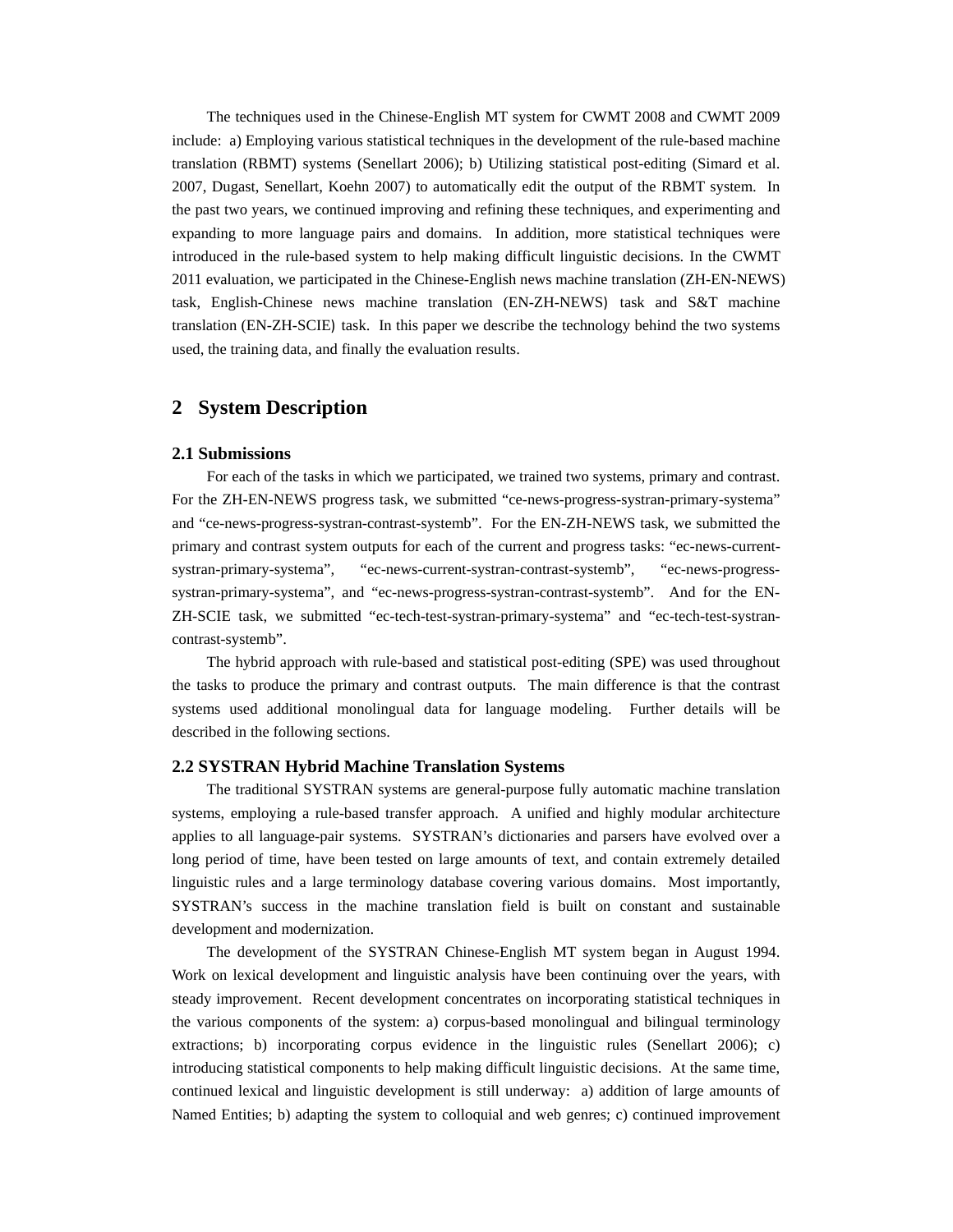The techniques used in the Chinese-English MT system for CWMT 2008 and CWMT 2009 include: a) Employing various statistical techniques in the development of the rule-based machine translation (RBMT) systems (Senellart 2006); b) Utilizing statistical post-editing (Simard et al. 2007, Dugast, Senellart, Koehn 2007) to automatically edit the output of the RBMT system. In the past two years, we continued improving and refining these techniques, and experimenting and expanding to more language pairs and domains. In addition, more statistical techniques were introduced in the rule-based system to help making difficult linguistic decisions. In the CWMT 2011 evaluation, we participated in the Chinese-English news machine translation (ZH-EN-NEWS) task, English-Chinese news machine translation (EN-ZH-NEWS) task and S&T machine translation (EN-ZH-SCIE) task. In this paper we describe the technology behind the two systems used, the training data, and finally the evaluation results.

## 2 System Description

### 2.1 Submissions

For each of the tasks in which we participated, we trained two systems, primary and contrast. For the ZH-EN-NEWS progress task, we submitted "ce-news-progress-systran-primary-systema" and "ce-news-progress-systran-contrast-systemb". For the EN-ZH-NEWS task, we submitted the primary and contrast system outputs for each of the current and progress tasks: "ec-news-current-systran-primary-systema", "ec-news-current-systran-contrast-systemb", "ec-news-progress-systran-primary-systema", and "ec-news-progress-systran-contrast-systemb". And for the EN-ZH-SCIE task, we submitted "ec-tech-test-systran-primary-systema" and "ec-tech-test-systran-contrast-systemb".

The hybrid approach with rule-based and statistical post-editing (SPE) was used throughout the tasks to produce the primary and contrast outputs. The main difference is that the contrast systems used additional monolingual data for language modeling. Further details will be described in the following sections.

### 2.2 SYSTRAN Hybrid Machine Translation Systems

The traditional SYSTRAN systems are general-purpose fully automatic machine translation systems, employing a rule-based transfer approach. A unified and highly modular architecture applies to all language-pair systems. SYSTRAN's dictionaries and parsers have evolved over a long period of time, have been tested on large amounts of text, and contain extremely detailed linguistic rules and a large terminology database covering various domains. Most importantly, SYSTRAN's success in the machine translation field is built on constant and sustainable development and modernization.

The development of the SYSTRAN Chinese-English MT system began in August 1994. Work on lexical development and linguistic analysis have been continuing over the years, with steady improvement. Recent development concentrates on incorporating statistical techniques in the various components of the system: a) corpus-based monolingual and bilingual terminology extractions; b) incorporating corpus evidence in the linguistic rules (Senellart 2006); c) introducing statistical components to help making difficult linguistic decisions. At the same time, continued lexical and linguistic development is still underway: a) addition of large amounts of Named Entities; b) adapting the system to colloquial and web genres; c) continued improvement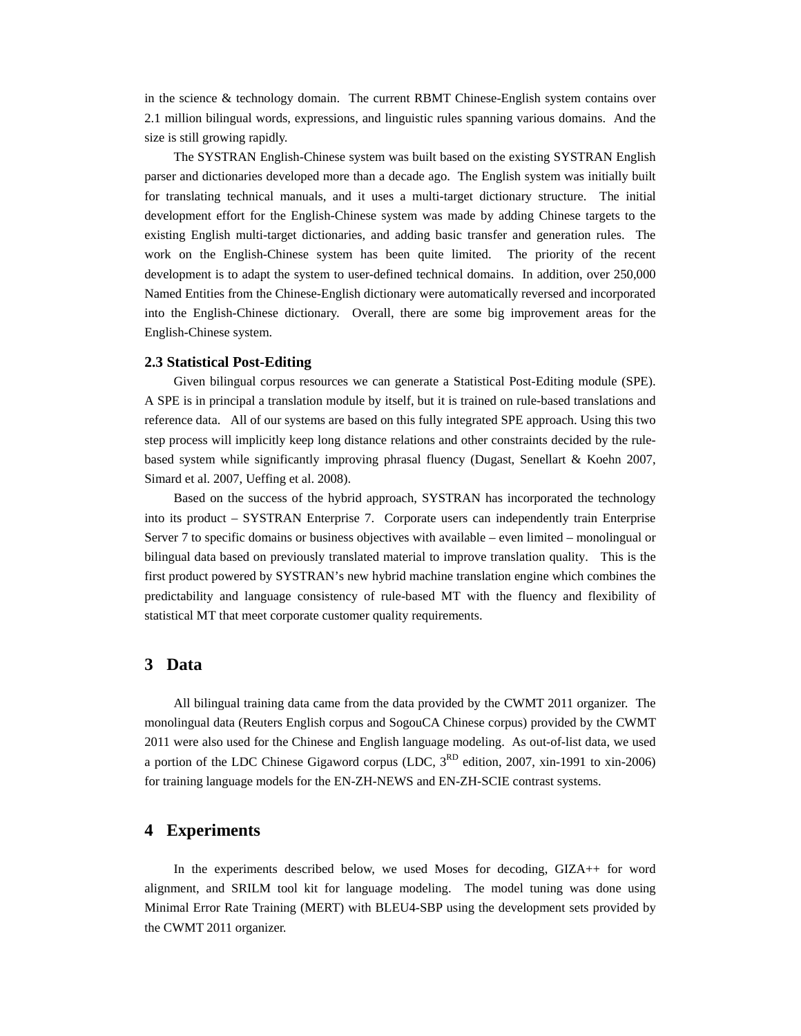in the science & technology domain. The current RBMT Chinese-English system contains over 2.1 million bilingual words, expressions, and linguistic rules spanning various domains. And the size is still growing rapidly.

The SYSTRAN English-Chinese system was built based on the existing SYSTRAN English parser and dictionaries developed more than a decade ago. The English system was initially built for translating technical manuals, and it uses a multi-target dictionary structure. The initial development effort for the English-Chinese system was made by adding Chinese targets to the existing English multi-target dictionaries, and adding basic transfer and generation rules. The work on the English-Chinese system has been quite limited. The priority of the recent development is to adapt the system to user-defined technical domains. In addition, over 250,000 Named Entities from the Chinese-English dictionary were automatically reversed and incorporated into the English-Chinese dictionary. Overall, there are some big improvement areas for the English-Chinese system.

### 2.3 Statistical Post-Editing

Given bilingual corpus resources we can generate a Statistical Post-Editing module (SPE). A SPE is in principal a translation module by itself, but it is trained on rule-based translations and reference data. All of our systems are based on this fully integrated SPE approach. Using this two step process will implicitly keep long distance relations and other constraints decided by the rule-based system while significantly improving phrasal fluency (Dugast, Senellart & Koehn 2007, Simard et al. 2007, Ueffing et al. 2008).

Based on the success of the hybrid approach, SYSTRAN has incorporated the technology into its product – SYSTRAN Enterprise 7. Corporate users can independently train Enterprise Server 7 to specific domains or business objectives with available – even limited – monolingual or bilingual data based on previously translated material to improve translation quality. This is the first product powered by SYSTRAN's new hybrid machine translation engine which combines the predictability and language consistency of rule-based MT with the fluency and flexibility of statistical MT that meet corporate customer quality requirements.

## 3 Data

All bilingual training data came from the data provided by the CWMT 2011 organizer. The monolingual data (Reuters English corpus and SogouCA Chinese corpus) provided by the CWMT 2011 were also used for the Chinese and English language modeling. As out-of-list data, we used a portion of the LDC Chinese Gigaword corpus (LDC, 3[RD] edition, 2007, xin-1991 to xin-2006) for training language models for the EN-ZH-NEWS and EN-ZH-SCIE contrast systems.

## 4 Experiments

In the experiments described below, we used Moses for decoding, GIZA++ for word alignment, and SRILM tool kit for language modeling. The model tuning was done using Minimal Error Rate Training (MERT) with BLEU4-SBP using the development sets provided by the CWMT 2011 organizer.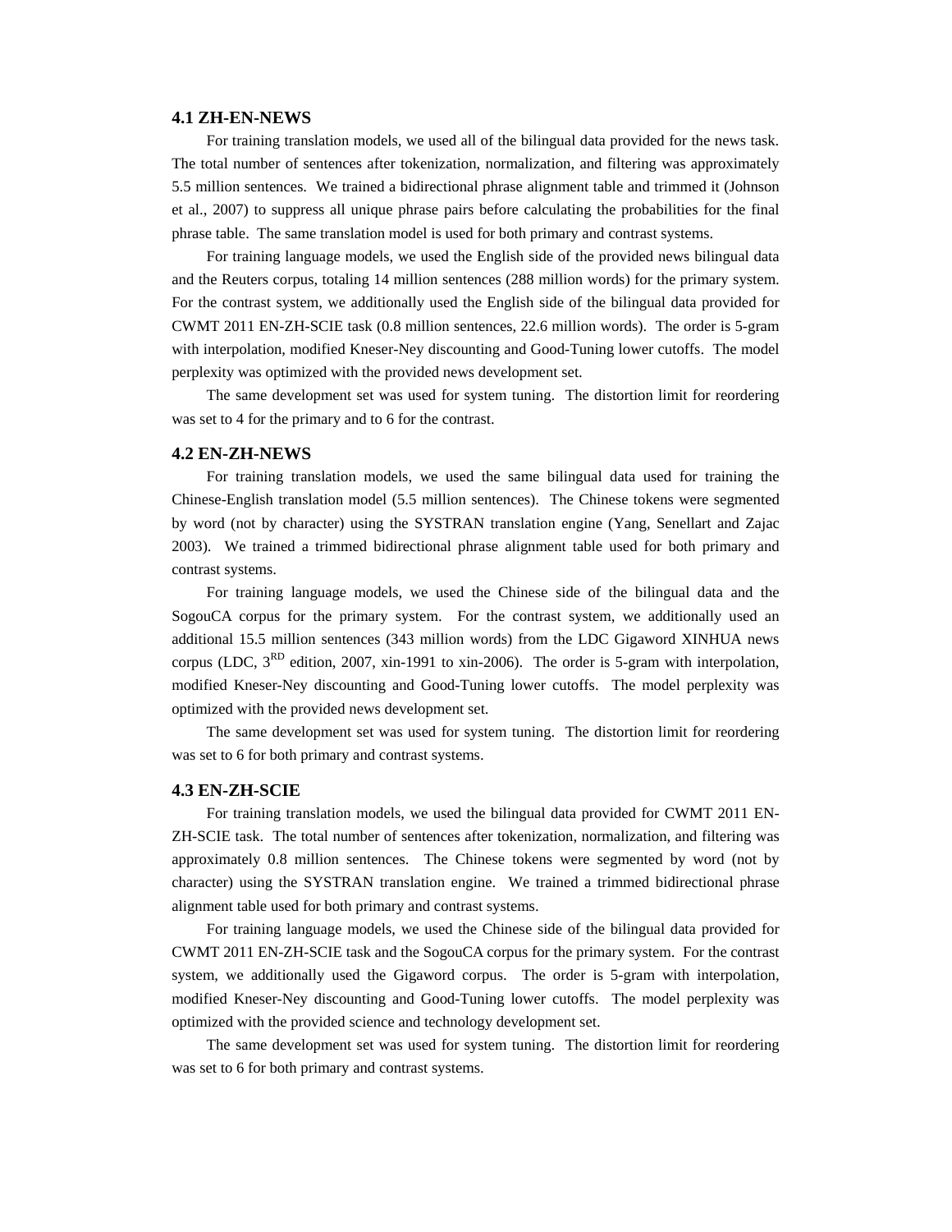### 4.1 ZH-EN-NEWS

For training translation models, we used all of the bilingual data provided for the news task. The total number of sentences after tokenization, normalization, and filtering was approximately 5.5 million sentences. We trained a bidirectional phrase alignment table and trimmed it (Johnson et al., 2007) to suppress all unique phrase pairs before calculating the probabilities for the final phrase table. The same translation model is used for both primary and contrast systems.

For training language models, we used the English side of the provided news bilingual data and the Reuters corpus, totaling 14 million sentences (288 million words) for the primary system. For the contrast system, we additionally used the English side of the bilingual data provided for CWMT 2011 EN-ZH-SCIE task (0.8 million sentences, 22.6 million words). The order is 5-gram with interpolation, modified Kneser-Ney discounting and Good-Tuning lower cutoffs. The model perplexity was optimized with the provided news development set.

The same development set was used for system tuning. The distortion limit for reordering was set to 4 for the primary and to 6 for the contrast.

### 4.2 EN-ZH-NEWS

For training translation models, we used the same bilingual data used for training the Chinese-English translation model (5.5 million sentences). The Chinese tokens were segmented by word (not by character) using the SYSTRAN translation engine (Yang, Senellart and Zajac 2003). We trained a trimmed bidirectional phrase alignment table used for both primary and contrast systems.

For training language models, we used the Chinese side of the bilingual data and the SogouCA corpus for the primary system. For the contrast system, we additionally used an additional 15.5 million sentences (343 million words) from the LDC Gigaword XINHUA news corpus (LDC, 3RD edition, 2007, xin-1991 to xin-2006). The order is 5-gram with interpolation, modified Kneser-Ney discounting and Good-Tuning lower cutoffs. The model perplexity was optimized with the provided news development set.

The same development set was used for system tuning. The distortion limit for reordering was set to 6 for both primary and contrast systems.

### 4.3 EN-ZH-SCIE

For training translation models, we used the bilingual data provided for CWMT 2011 EN-ZH-SCIE task. The total number of sentences after tokenization, normalization, and filtering was approximately 0.8 million sentences. The Chinese tokens were segmented by word (not by character) using the SYSTRAN translation engine. We trained a trimmed bidirectional phrase alignment table used for both primary and contrast systems.

For training language models, we used the Chinese side of the bilingual data provided for CWMT 2011 EN-ZH-SCIE task and the SogouCA corpus for the primary system. For the contrast system, we additionally used the Gigaword corpus. The order is 5-gram with interpolation, modified Kneser-Ney discounting and Good-Tuning lower cutoffs. The model perplexity was optimized with the provided science and technology development set.

The same development set was used for system tuning. The distortion limit for reordering was set to 6 for both primary and contrast systems.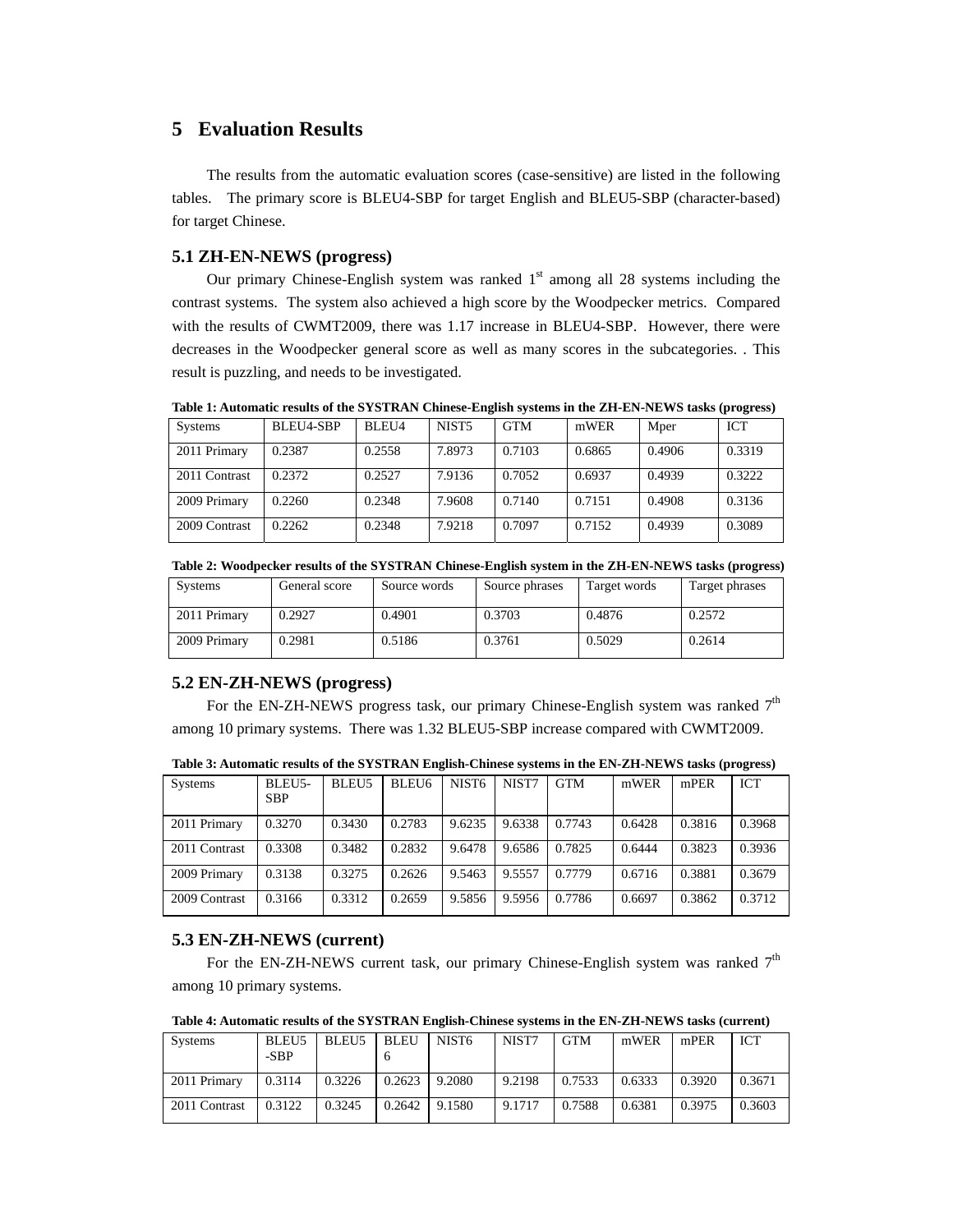## 5 Evaluation Results

The results from the automatic evaluation scores (case-sensitive) are listed in the following tables. The primary score is BLEU4-SBP for target English and BLEU5-SBP (character-based) for target Chinese.

### 5.1 ZH-EN-NEWS (progress)

Our primary Chinese-English system was ranked 1st among all 28 systems including the contrast systems. The system also achieved a high score by the Woodpecker metrics. Compared with the results of CWMT2009, there was 1.17 increase in BLEU4-SBP. However, there were decreases in the Woodpecker general score as well as many scores in the subcategories. . This result is puzzling, and needs to be investigated.

**Table 1: Automatic results of the SYSTRAN Chinese-English systems in the ZH-EN-NEWS tasks (progress)**

| Systems | BLEU4-SBP | BLEU4 | NIST5 | GTM | mWER | Mper | ICT |
|---|---|---|---|---|---|---|---|
| 2011 Primary | 0.2387 | 0.2558 | 7.8973 | 0.7103 | 0.6865 | 0.4906 | 0.3319 |
| 2011 Contrast | 0.2372 | 0.2527 | 7.9136 | 0.7052 | 0.6937 | 0.4939 | 0.3222 |
| 2009 Primary | 0.2260 | 0.2348 | 7.9608 | 0.7140 | 0.7151 | 0.4908 | 0.3136 |
| 2009 Contrast | 0.2262 | 0.2348 | 7.9218 | 0.7097 | 0.7152 | 0.4939 | 0.3089 |

**Table 2: Woodpecker results of the SYSTRAN Chinese-English system in the ZH-EN-NEWS tasks (progress)**

| Systems | General score | Source words | Source phrases | Target words | Target phrases |
|---|---|---|---|---|---|
| 2011 Primary | 0.2927 | 0.4901 | 0.3703 | 0.4876 | 0.2572 |
| 2009 Primary | 0.2981 | 0.5186 | 0.3761 | 0.5029 | 0.2614 |

### 5.2 EN-ZH-NEWS (progress)

For the EN-ZH-NEWS progress task, our primary Chinese-English system was ranked 7th among 10 primary systems. There was 1.32 BLEU5-SBP increase compared with CWMT2009.

**Table 3: Automatic results of the SYSTRAN English-Chinese systems in the EN-ZH-NEWS tasks (progress)**

| Systems | BLEU5-SBP | BLEU5 | BLEU6 | NIST6 | NIST7 | GTM | mWER | mPER | ICT |
|---|---|---|---|---|---|---|---|---|---|
| 2011 Primary | 0.3270 | 0.3430 | 0.2783 | 9.6235 | 9.6338 | 0.7743 | 0.6428 | 0.3816 | 0.3968 |
| 2011 Contrast | 0.3308 | 0.3482 | 0.2832 | 9.6478 | 9.6586 | 0.7825 | 0.6444 | 0.3823 | 0.3936 |
| 2009 Primary | 0.3138 | 0.3275 | 0.2626 | 9.5463 | 9.5557 | 0.7779 | 0.6716 | 0.3881 | 0.3679 |
| 2009 Contrast | 0.3166 | 0.3312 | 0.2659 | 9.5856 | 9.5956 | 0.7786 | 0.6697 | 0.3862 | 0.3712 |

### 5.3 EN-ZH-NEWS (current)

For the EN-ZH-NEWS current task, our primary Chinese-English system was ranked 7th among 10 primary systems.

**Table 4: Automatic results of the SYSTRAN English-Chinese systems in the EN-ZH-NEWS tasks (current)**

| Systems | BLEU5-SBP | BLEU5 | BLEU6 | NIST6 | NIST7 | GTM | mWER | mPER | ICT |
|---|---|---|---|---|---|---|---|---|---|
| 2011 Primary | 0.3114 | 0.3226 | 0.2623 | 9.2080 | 9.2198 | 0.7533 | 0.6333 | 0.3920 | 0.3671 |
| 2011 Contrast | 0.3122 | 0.3245 | 0.2642 | 9.1580 | 9.1717 | 0.7588 | 0.6381 | 0.3975 | 0.3603 |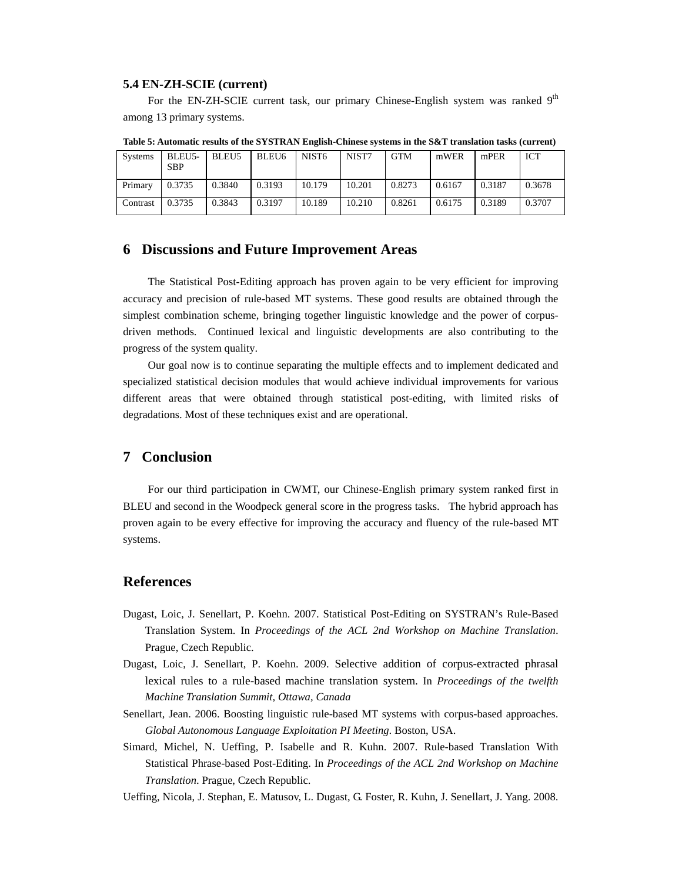### 5.4 EN-ZH-SCIE (current)

For the EN-ZH-SCIE current task, our primary Chinese-English system was ranked 9th among 13 primary systems.

**Table 5: Automatic results of the SYSTRAN English-Chinese systems in the S&T translation tasks (current)**

| Systems | BLEU5-SBP | BLEU5 | BLEU6 | NIST6 | NIST7 | GTM | mWER | mPER | ICT |
|---|---|---|---|---|---|---|---|---|---|
| Primary | 0.3735 | 0.3840 | 0.3193 | 10.179 | 10.201 | 0.8273 | 0.6167 | 0.3187 | 0.3678 |
| Contrast | 0.3735 | 0.3843 | 0.3197 | 10.189 | 10.210 | 0.8261 | 0.6175 | 0.3189 | 0.3707 |

## 6 Discussions and Future Improvement Areas

The Statistical Post-Editing approach has proven again to be very efficient for improving accuracy and precision of rule-based MT systems. These good results are obtained through the simplest combination scheme, bringing together linguistic knowledge and the power of corpus-driven methods. Continued lexical and linguistic developments are also contributing to the progress of the system quality.

Our goal now is to continue separating the multiple effects and to implement dedicated and specialized statistical decision modules that would achieve individual improvements for various different areas that were obtained through statistical post-editing, with limited risks of degradations. Most of these techniques exist and are operational.

## 7 Conclusion

For our third participation in CWMT, our Chinese-English primary system ranked first in BLEU and second in the Woodpeck general score in the progress tasks. The hybrid approach has proven again to be every effective for improving the accuracy and fluency of the rule-based MT systems.

## References

Dugast, Loic, J. Senellart, P. Koehn. 2007. Statistical Post-Editing on SYSTRAN's Rule-Based Translation System. In *Proceedings of the ACL 2nd Workshop on Machine Translation*. Prague, Czech Republic.

Dugast, Loic, J. Senellart, P. Koehn. 2009. Selective addition of corpus-extracted phrasal lexical rules to a rule-based machine translation system. In *Proceedings of the twelfth Machine Translation Summit, Ottawa, Canada*

Senellart, Jean. 2006. Boosting linguistic rule-based MT systems with corpus-based approaches. *Global Autonomous Language Exploitation PI Meeting*. Boston, USA.

Simard, Michel, N. Ueffing, P. Isabelle and R. Kuhn. 2007. Rule-based Translation With Statistical Phrase-based Post-Editing. In *Proceedings of the ACL 2nd Workshop on Machine Translation*. Prague, Czech Republic.

Ueffing, Nicola, J. Stephan, E. Matusov, L. Dugast, G. Foster, R. Kuhn, J. Senellart, J. Yang. 2008.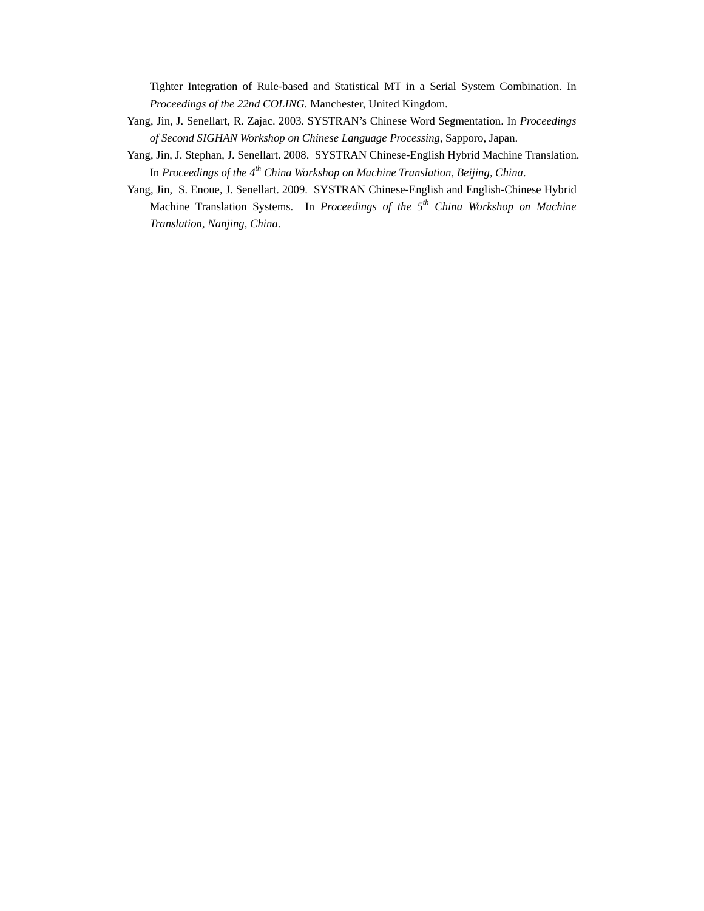Tighter Integration of Rule-based and Statistical MT in a Serial System Combination. In *Proceedings of the 22nd COLING*. Manchester, United Kingdom.

Yang, Jin, J. Senellart, R. Zajac. 2003. SYSTRAN's Chinese Word Segmentation. In *Proceedings of Second SIGHAN Workshop on Chinese Language Processing*, Sapporo, Japan.

Yang, Jin, J. Stephan, J. Senellart. 2008. SYSTRAN Chinese-English Hybrid Machine Translation. In *Proceedings of the 4th China Workshop on Machine Translation, Beijing, China*.

Yang, Jin, S. Enoue, J. Senellart. 2009. SYSTRAN Chinese-English and English-Chinese Hybrid Machine Translation Systems. In *Proceedings of the 5th China Workshop on Machine Translation, Nanjing, China*.